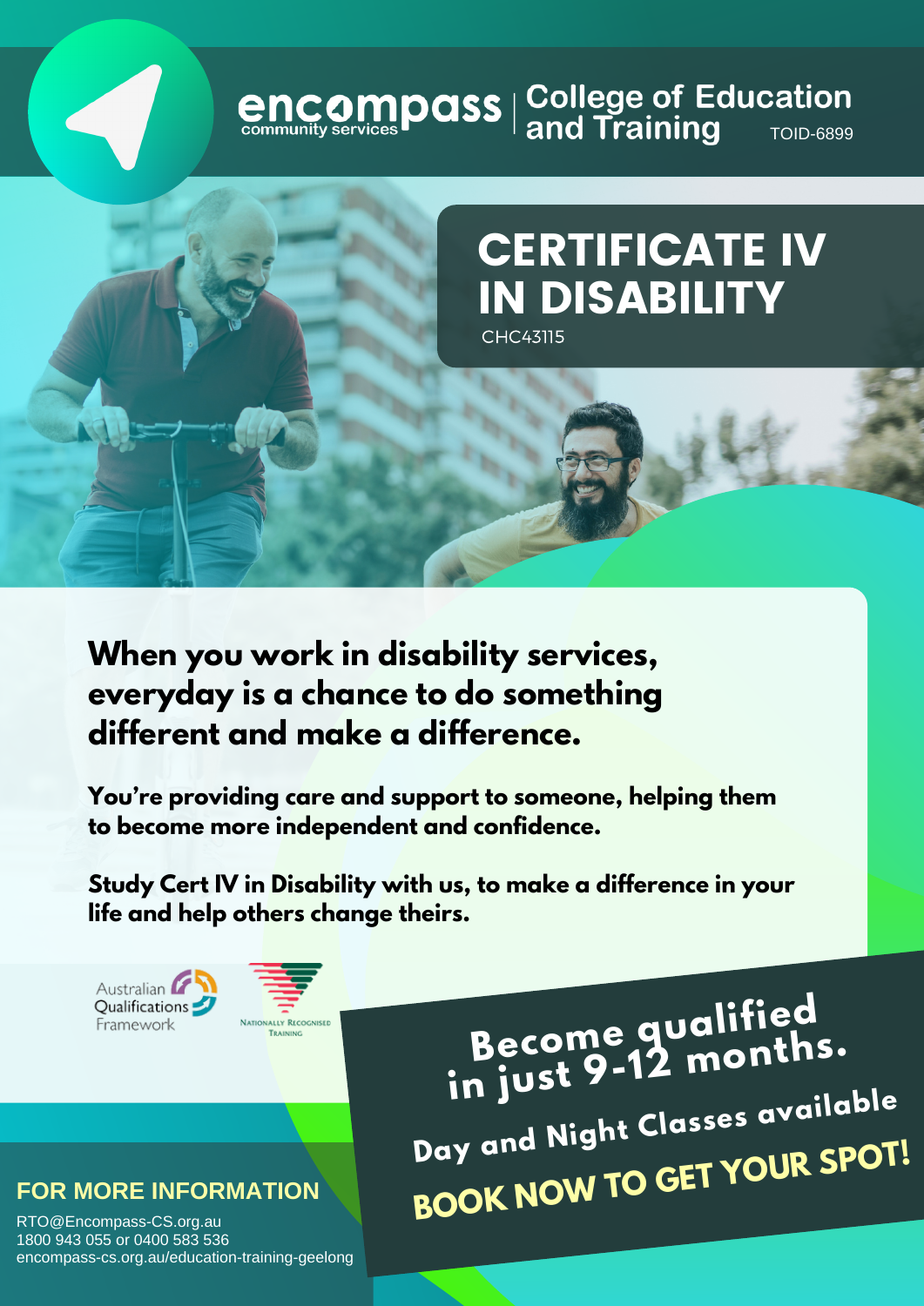encompass community services | College of Education and Training TOID-6899

# CERTIFICATE IV IN DISABILITY

CHC43115

## When you work in disability services, everyday is a chance to do something different and make a difference.

**You're providing care and support to someone, helping them to become more independent and confidence.**

**Study Cert IV in Disability with us, to make a difference in your life and help others change theirs.**

Australian Qualifications Framework

Nationally Recognised Training

**Become qualified in just 9-12 months.**

**Day and Night Classes available**

**BOOK NOW TO GET YOUR SPOT!**

### FOR MORE INFORMATION

RTO@Encompass-CS.org.au
1800 943 055 or 0400 583 536
encompass-cs.org.au/education-training-geelong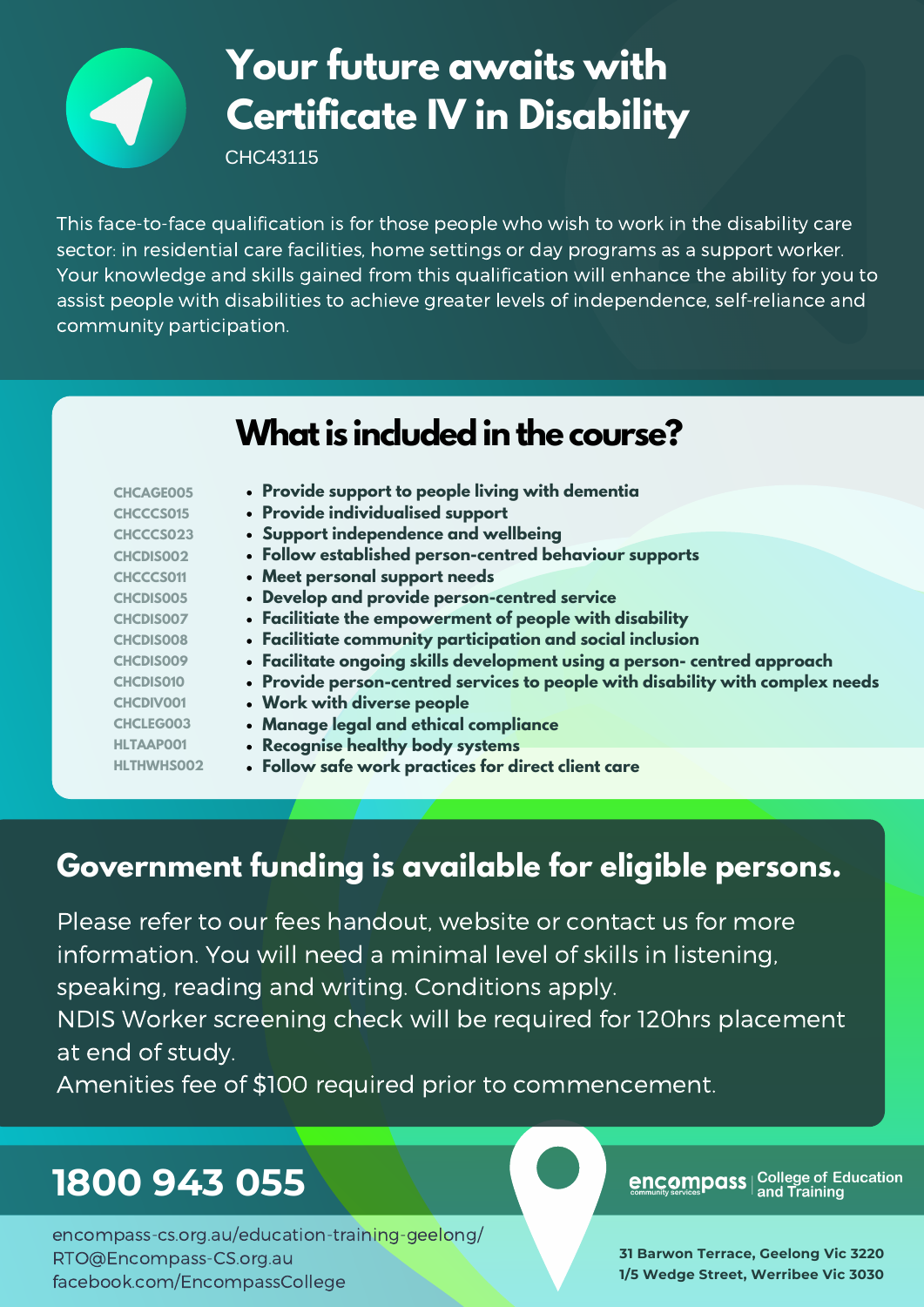# Your future awaits with Certificate IV in Disability

CHC43115

This face-to-face qualification is for those people who wish to work in the disability care sector: in residential care facilities, home settings or day programs as a support worker. Your knowledge and skills gained from this qualification will enhance the ability for you to assist people with disabilities to achieve greater levels of independence, self-reliance and community participation.

## What is included in the course?

| | |
|---|---|
| CHCAGE005 | **Provide support to people living with dementia** |
| CHCCCS015 | **Provide individualised support** |
| CHCCCS023 | **Support independence and wellbeing** |
| CHCDIS002 | **Follow established person-centred behaviour supports** |
| CHCCCS011 | **Meet personal support needs** |
| CHCDIS005 | **Develop and provide person-centred service** |
| CHCDIS007 | **Facilitate the empowerment of people with disability** |
| CHCDIS008 | **Facilitate community participation and social inclusion** |
| CHCDIS009 | **Facilitate ongoing skills development using a person- centred approach** |
| CHCDIS010 | **Provide person-centred services to people with disability with complex needs** |
| CHCDIV001 | **Work with diverse people** |
| CHCLEG003 | **Manage legal and ethical compliance** |
| HLTAAP001 | **Recognise healthy body systems** |
| HLTHWHS002 | **Follow safe work practices for direct client care** |

## Government funding is available for eligible persons.

Please refer to our fees handout, website or contact us for more information. You will need a minimal level of skills in listening, speaking, reading and writing. Conditions apply.
NDIS Worker screening check will be required for 120hrs placement at end of study.
Amenities fee of $100 required prior to commencement.

**1800 943 055**

encompass-cs.org.au/education-training-geelong/
RTO@Encompass-CS.org.au
facebook.com/EncompassCollege

encompass community services | College of Education and Training

**31 Barwon Terrace, Geelong Vic 3220**
**1/5 Wedge Street, Werribee Vic 3030**